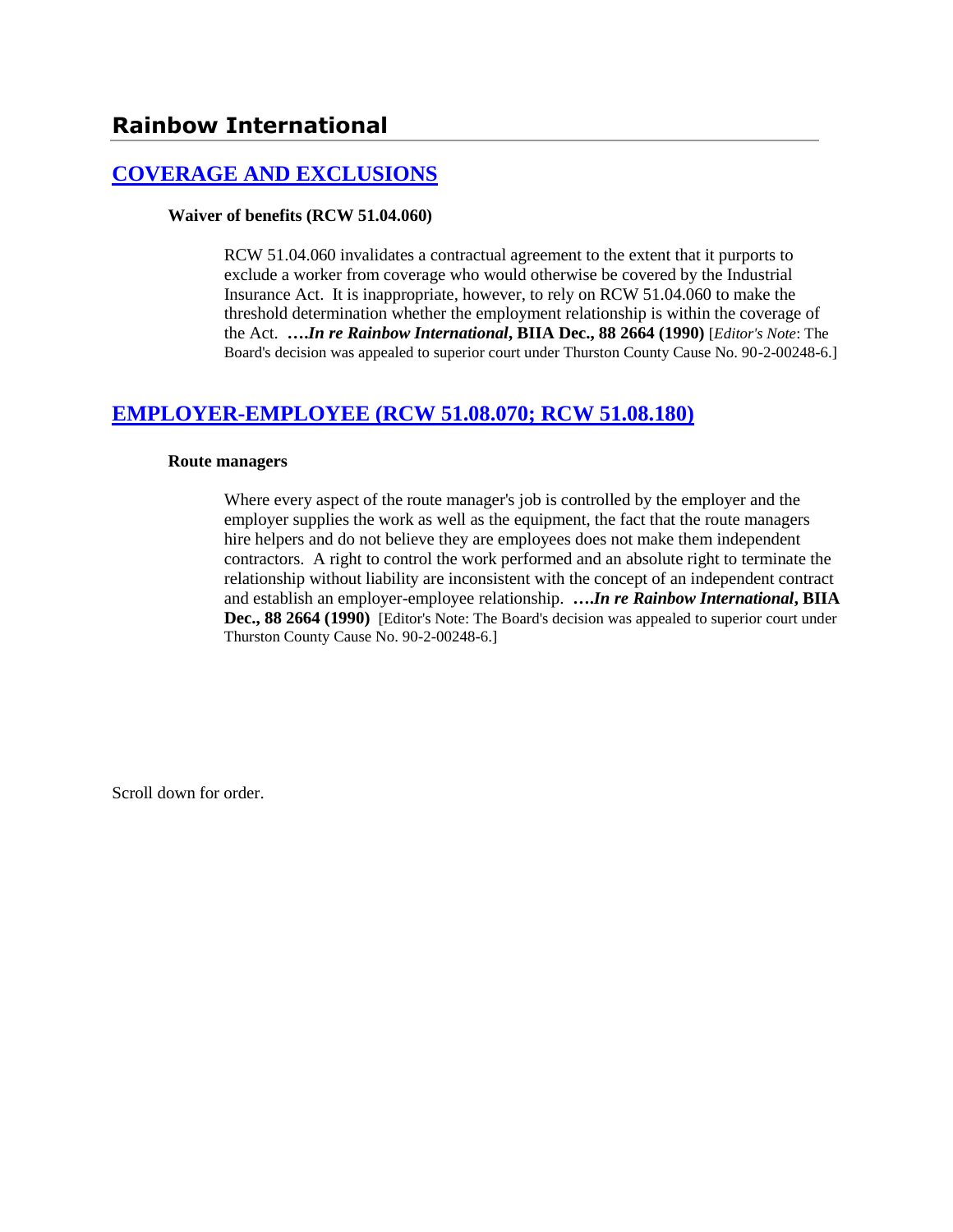# Rainbow International

## [COVERAGE AND EXCLUSIONS](http://www.biia.wa.gov/SDSubjectIndex.html#COVERAGE_AND_EXCLUSIONS)

### Waiver of benefits (RCW 51.04.060)

RCW 51.04.060 invalidates a contractual agreement to the extent that it purports to exclude a worker from coverage who would otherwise be covered by the Industrial Insurance Act. It is inappropriate, however, to rely on RCW 51.04.060 to make the threshold determination whether the employment relationship is within the coverage of the Act. ***….In re Rainbow International*, BIIA Dec., 88 2664 (1990)** [*Editor's Note*: The Board's decision was appealed to superior court under Thurston County Cause No. 90-2-00248-6.]

## [EMPLOYER-EMPLOYEE (RCW 51.08.070; RCW 51.08.180)](http://www.biia.wa.gov/SDSubjectIndex.html#EMPLOYER_EMPLOYEE)

### Route managers

Where every aspect of the route manager's job is controlled by the employer and the employer supplies the work as well as the equipment, the fact that the route managers hire helpers and do not believe they are employees does not make them independent contractors. A right to control the work performed and an absolute right to terminate the relationship without liability are inconsistent with the concept of an independent contract and establish an employer-employee relationship. ***….In re Rainbow International*, BIIA Dec., 88 2664 (1990)** [Editor's Note: The Board's decision was appealed to superior court under Thurston County Cause No. 90-2-00248-6.]

Scroll down for order.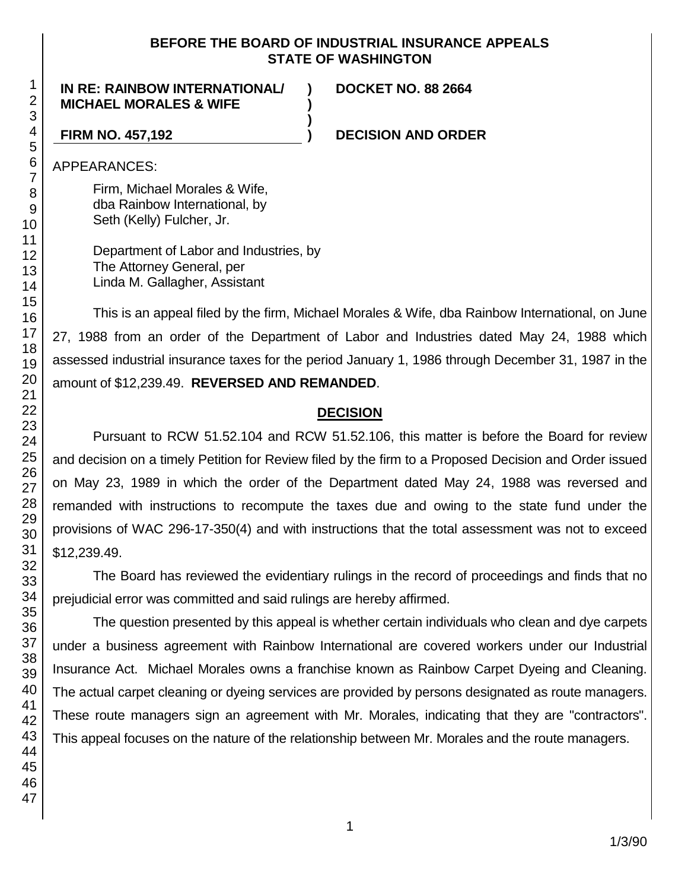**BEFORE THE BOARD OF INDUSTRIAL INSURANCE APPEALS**
**STATE OF WASHINGTON**

| | | |
|---|---|---|
| **IN RE: RAINBOW INTERNATIONAL/ MICHAEL MORALES & WIFE** | **)** | **DOCKET NO. 88 2664** |
| | **)** | |
| **FIRM NO. 457,192** | **)** | **DECISION AND ORDER** |

APPEARANCES:

Firm, Michael Morales & Wife,
dba Rainbow International, by
Seth (Kelly) Fulcher, Jr.

Department of Labor and Industries, by
The Attorney General, per
Linda M. Gallagher, Assistant

This is an appeal filed by the firm, Michael Morales & Wife, dba Rainbow International, on June 27, 1988 from an order of the Department of Labor and Industries dated May 24, 1988 which assessed industrial insurance taxes for the period January 1, 1986 through December 31, 1987 in the amount of $12,239.49. **REVERSED AND REMANDED**.

## DECISION

Pursuant to RCW 51.52.104 and RCW 51.52.106, this matter is before the Board for review and decision on a timely Petition for Review filed by the firm to a Proposed Decision and Order issued on May 23, 1989 in which the order of the Department dated May 24, 1988 was reversed and remanded with instructions to recompute the taxes due and owing to the state fund under the provisions of WAC 296-17-350(4) and with instructions that the total assessment was not to exceed $12,239.49.

The Board has reviewed the evidentiary rulings in the record of proceedings and finds that no prejudicial error was committed and said rulings are hereby affirmed.

The question presented by this appeal is whether certain individuals who clean and dye carpets under a business agreement with Rainbow International are covered workers under our Industrial Insurance Act. Michael Morales owns a franchise known as Rainbow Carpet Dyeing and Cleaning. The actual carpet cleaning or dyeing services are provided by persons designated as route managers. These route managers sign an agreement with Mr. Morales, indicating that they are "contractors". This appeal focuses on the nature of the relationship between Mr. Morales and the route managers.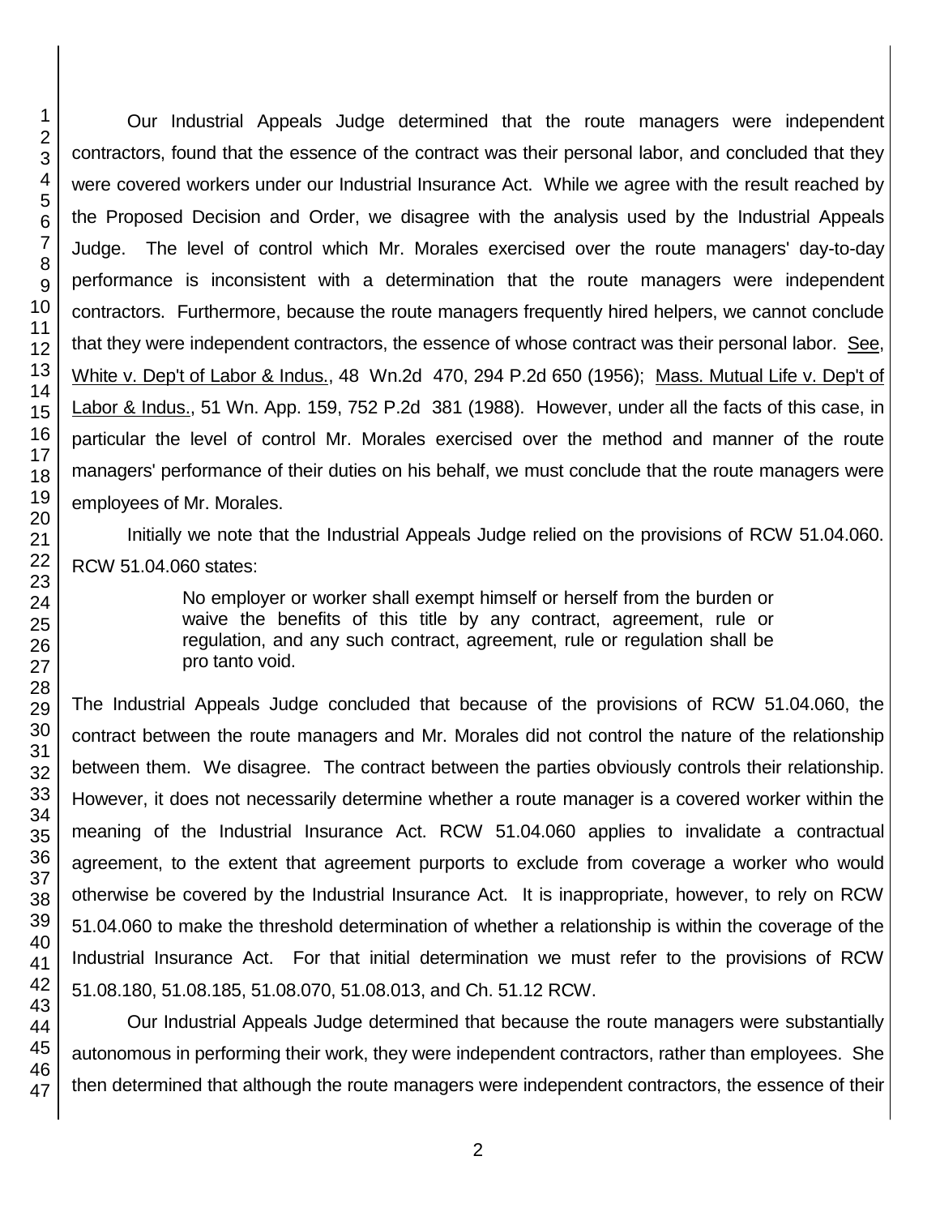Our Industrial Appeals Judge determined that the route managers were independent contractors, found that the essence of the contract was their personal labor, and concluded that they were covered workers under our Industrial Insurance Act. While we agree with the result reached by the Proposed Decision and Order, we disagree with the analysis used by the Industrial Appeals Judge. The level of control which Mr. Morales exercised over the route managers' day-to-day performance is inconsistent with a determination that the route managers were independent contractors. Furthermore, because the route managers frequently hired helpers, we cannot conclude that they were independent contractors, the essence of whose contract was their personal labor. See, White v. Dep't of Labor & Indus., 48 Wn.2d 470, 294 P.2d 650 (1956); Mass. Mutual Life v. Dep't of Labor & Indus., 51 Wn. App. 159, 752 P.2d 381 (1988). However, under all the facts of this case, in particular the level of control Mr. Morales exercised over the method and manner of the route managers' performance of their duties on his behalf, we must conclude that the route managers were employees of Mr. Morales.

Initially we note that the Industrial Appeals Judge relied on the provisions of RCW 51.04.060. RCW 51.04.060 states:

> No employer or worker shall exempt himself or herself from the burden or waive the benefits of this title by any contract, agreement, rule or regulation, and any such contract, agreement, rule or regulation shall be pro tanto void.

The Industrial Appeals Judge concluded that because of the provisions of RCW 51.04.060, the contract between the route managers and Mr. Morales did not control the nature of the relationship between them. We disagree. The contract between the parties obviously controls their relationship. However, it does not necessarily determine whether a route manager is a covered worker within the meaning of the Industrial Insurance Act. RCW 51.04.060 applies to invalidate a contractual agreement, to the extent that agreement purports to exclude from coverage a worker who would otherwise be covered by the Industrial Insurance Act. It is inappropriate, however, to rely on RCW 51.04.060 to make the threshold determination of whether a relationship is within the coverage of the Industrial Insurance Act. For that initial determination we must refer to the provisions of RCW 51.08.180, 51.08.185, 51.08.070, 51.08.013, and Ch. 51.12 RCW.

Our Industrial Appeals Judge determined that because the route managers were substantially autonomous in performing their work, they were independent contractors, rather than employees. She then determined that although the route managers were independent contractors, the essence of their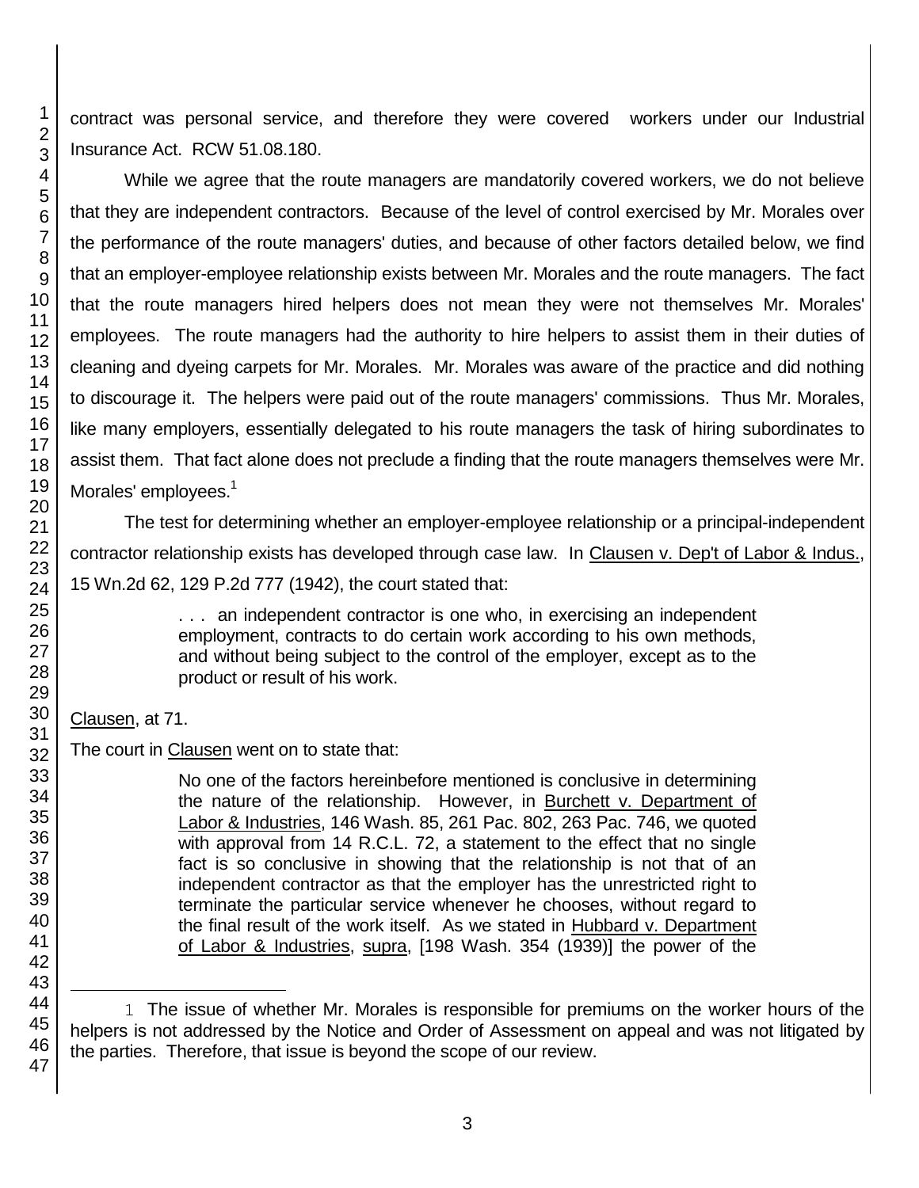contract was personal service, and therefore they were covered workers under our Industrial Insurance Act. RCW 51.08.180.

While we agree that the route managers are mandatorily covered workers, we do not believe that they are independent contractors. Because of the level of control exercised by Mr. Morales over the performance of the route managers' duties, and because of other factors detailed below, we find that an employer-employee relationship exists between Mr. Morales and the route managers. The fact that the route managers hired helpers does not mean they were not themselves Mr. Morales' employees. The route managers had the authority to hire helpers to assist them in their duties of cleaning and dyeing carpets for Mr. Morales. Mr. Morales was aware of the practice and did nothing to discourage it. The helpers were paid out of the route managers' commissions. Thus Mr. Morales, like many employers, essentially delegated to his route managers the task of hiring subordinates to assist them. That fact alone does not preclude a finding that the route managers themselves were Mr. Morales' employees.[1]

The test for determining whether an employer-employee relationship or a principal-independent contractor relationship exists has developed through case law. In Clausen v. Dep't of Labor & Indus., 15 Wn.2d 62, 129 P.2d 777 (1942), the court stated that:

> . . . an independent contractor is one who, in exercising an independent employment, contracts to do certain work according to his own methods, and without being subject to the control of the employer, except as to the product or result of his work.

Clausen, at 71.

The court in Clausen went on to state that:

> No one of the factors hereinbefore mentioned is conclusive in determining the nature of the relationship. However, in Burchett v. Department of Labor & Industries, 146 Wash. 85, 261 Pac. 802, 263 Pac. 746, we quoted with approval from 14 R.C.L. 72, a statement to the effect that no single fact is so conclusive in showing that the relationship is not that of an independent contractor as that the employer has the unrestricted right to terminate the particular service whenever he chooses, without regard to the final result of the work itself. As we stated in Hubbard v. Department of Labor & Industries, supra, [198 Wash. 354 (1939)] the power of the

---

[1] The issue of whether Mr. Morales is responsible for premiums on the worker hours of the helpers is not addressed by the Notice and Order of Assessment on appeal and was not litigated by the parties. Therefore, that issue is beyond the scope of our review.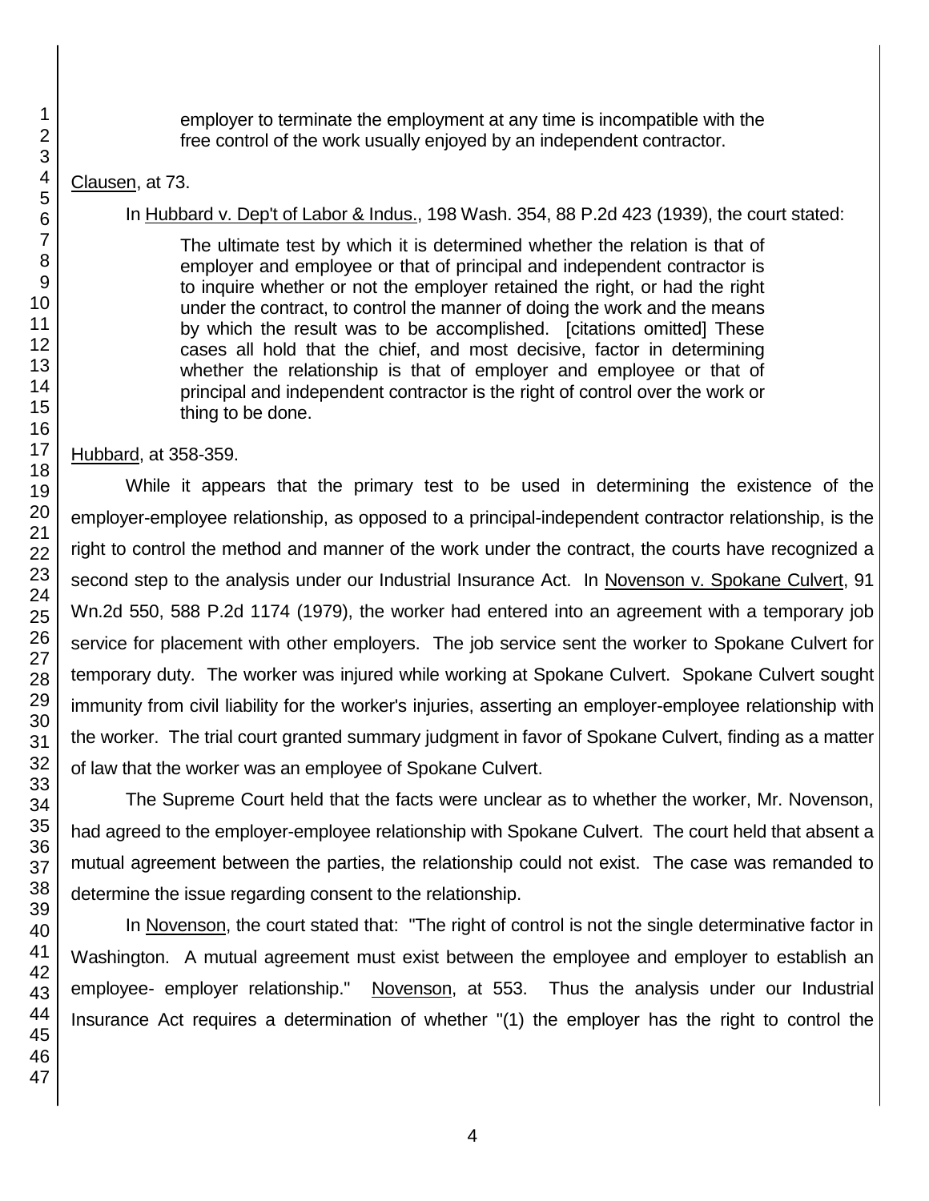> employer to terminate the employment at any time is incompatible with the free control of the work usually enjoyed by an independent contractor.

Clausen, at 73.

In Hubbard v. Dep't of Labor & Indus., 198 Wash. 354, 88 P.2d 423 (1939), the court stated:

> The ultimate test by which it is determined whether the relation is that of employer and employee or that of principal and independent contractor is to inquire whether or not the employer retained the right, or had the right under the contract, to control the manner of doing the work and the means by which the result was to be accomplished. [citations omitted] These cases all hold that the chief, and most decisive, factor in determining whether the relationship is that of employer and employee or that of principal and independent contractor is the right of control over the work or thing to be done.

Hubbard, at 358-359.

While it appears that the primary test to be used in determining the existence of the employer-employee relationship, as opposed to a principal-independent contractor relationship, is the right to control the method and manner of the work under the contract, the courts have recognized a second step to the analysis under our Industrial Insurance Act. In Novenson v. Spokane Culvert, 91 Wn.2d 550, 588 P.2d 1174 (1979), the worker had entered into an agreement with a temporary job service for placement with other employers. The job service sent the worker to Spokane Culvert for temporary duty. The worker was injured while working at Spokane Culvert. Spokane Culvert sought immunity from civil liability for the worker's injuries, asserting an employer-employee relationship with the worker. The trial court granted summary judgment in favor of Spokane Culvert, finding as a matter of law that the worker was an employee of Spokane Culvert.

The Supreme Court held that the facts were unclear as to whether the worker, Mr. Novenson, had agreed to the employer-employee relationship with Spokane Culvert. The court held that absent a mutual agreement between the parties, the relationship could not exist. The case was remanded to determine the issue regarding consent to the relationship.

In Novenson, the court stated that: "The right of control is not the single determinative factor in Washington. A mutual agreement must exist between the employee and employer to establish an employee- employer relationship." Novenson, at 553. Thus the analysis under our Industrial Insurance Act requires a determination of whether "(1) the employer has the right to control the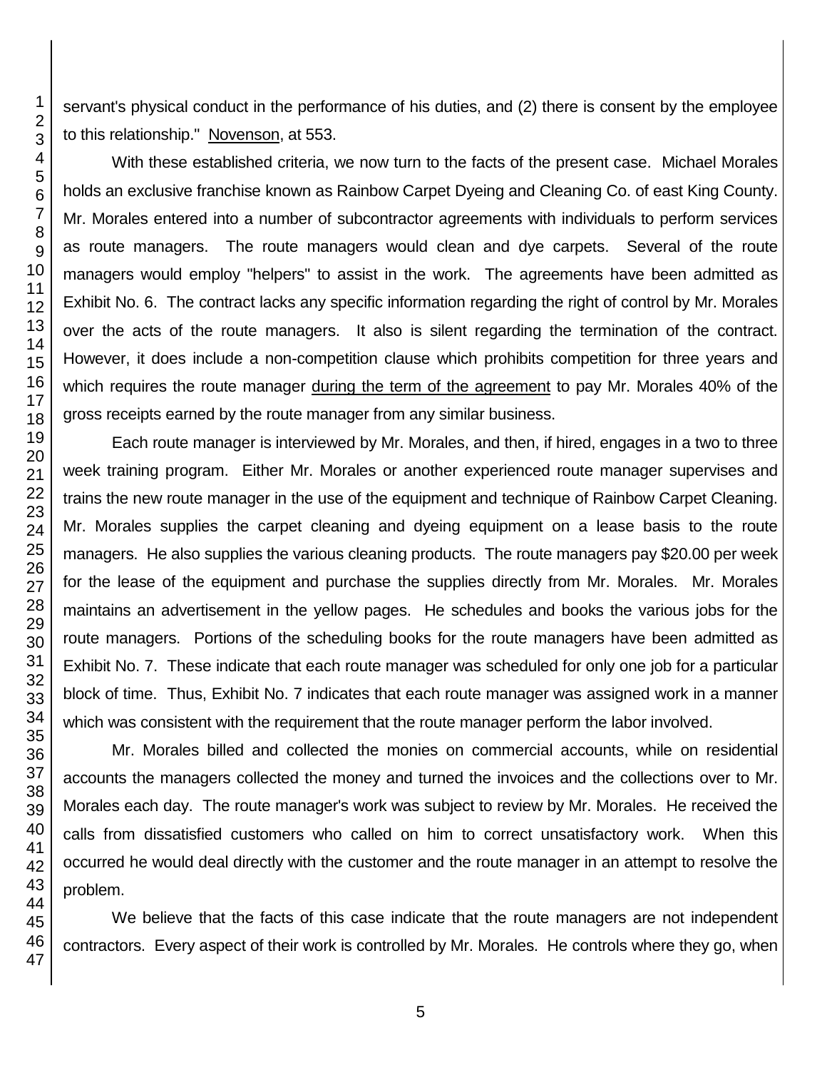servant's physical conduct in the performance of his duties, and (2) there is consent by the employee to this relationship." Novenson, at 553.

With these established criteria, we now turn to the facts of the present case. Michael Morales holds an exclusive franchise known as Rainbow Carpet Dyeing and Cleaning Co. of east King County. Mr. Morales entered into a number of subcontractor agreements with individuals to perform services as route managers. The route managers would clean and dye carpets. Several of the route managers would employ "helpers" to assist in the work. The agreements have been admitted as Exhibit No. 6. The contract lacks any specific information regarding the right of control by Mr. Morales over the acts of the route managers. It also is silent regarding the termination of the contract. However, it does include a non-competition clause which prohibits competition for three years and which requires the route manager during the term of the agreement to pay Mr. Morales 40% of the gross receipts earned by the route manager from any similar business.

Each route manager is interviewed by Mr. Morales, and then, if hired, engages in a two to three week training program. Either Mr. Morales or another experienced route manager supervises and trains the new route manager in the use of the equipment and technique of Rainbow Carpet Cleaning. Mr. Morales supplies the carpet cleaning and dyeing equipment on a lease basis to the route managers. He also supplies the various cleaning products. The route managers pay $20.00 per week for the lease of the equipment and purchase the supplies directly from Mr. Morales. Mr. Morales maintains an advertisement in the yellow pages. He schedules and books the various jobs for the route managers. Portions of the scheduling books for the route managers have been admitted as Exhibit No. 7. These indicate that each route manager was scheduled for only one job for a particular block of time. Thus, Exhibit No. 7 indicates that each route manager was assigned work in a manner which was consistent with the requirement that the route manager perform the labor involved.

Mr. Morales billed and collected the monies on commercial accounts, while on residential accounts the managers collected the money and turned the invoices and the collections over to Mr. Morales each day. The route manager's work was subject to review by Mr. Morales. He received the calls from dissatisfied customers who called on him to correct unsatisfactory work. When this occurred he would deal directly with the customer and the route manager in an attempt to resolve the problem.

We believe that the facts of this case indicate that the route managers are not independent contractors. Every aspect of their work is controlled by Mr. Morales. He controls where they go, when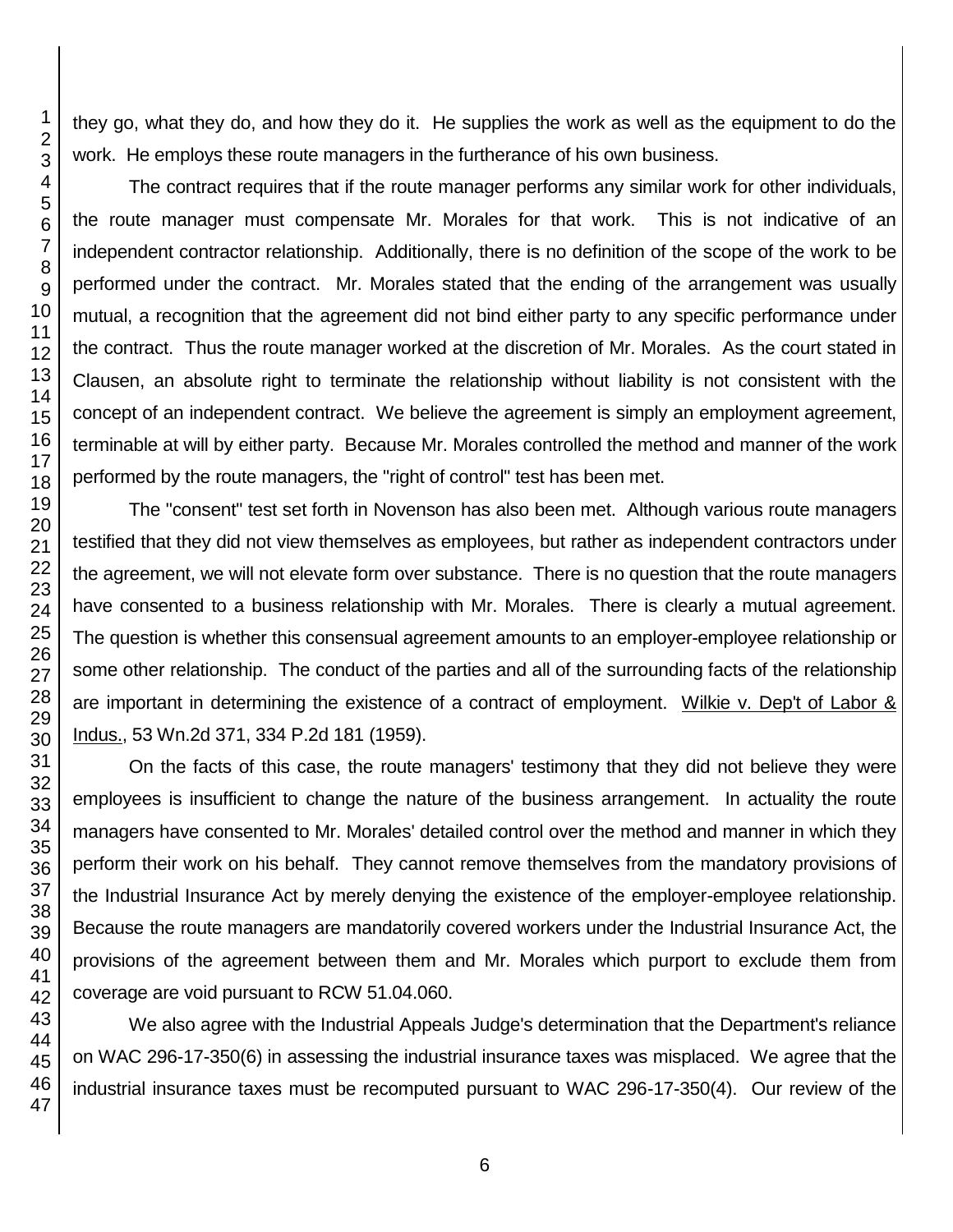they go, what they do, and how they do it. He supplies the work as well as the equipment to do the work. He employs these route managers in the furtherance of his own business.

The contract requires that if the route manager performs any similar work for other individuals, the route manager must compensate Mr. Morales for that work. This is not indicative of an independent contractor relationship. Additionally, there is no definition of the scope of the work to be performed under the contract. Mr. Morales stated that the ending of the arrangement was usually mutual, a recognition that the agreement did not bind either party to any specific performance under the contract. Thus the route manager worked at the discretion of Mr. Morales. As the court stated in Clausen, an absolute right to terminate the relationship without liability is not consistent with the concept of an independent contract. We believe the agreement is simply an employment agreement, terminable at will by either party. Because Mr. Morales controlled the method and manner of the work performed by the route managers, the "right of control" test has been met.

The "consent" test set forth in Novenson has also been met. Although various route managers testified that they did not view themselves as employees, but rather as independent contractors under the agreement, we will not elevate form over substance. There is no question that the route managers have consented to a business relationship with Mr. Morales. There is clearly a mutual agreement. The question is whether this consensual agreement amounts to an employer-employee relationship or some other relationship. The conduct of the parties and all of the surrounding facts of the relationship are important in determining the existence of a contract of employment. Wilkie v. Dep't of Labor & Indus., 53 Wn.2d 371, 334 P.2d 181 (1959).

On the facts of this case, the route managers' testimony that they did not believe they were employees is insufficient to change the nature of the business arrangement. In actuality the route managers have consented to Mr. Morales' detailed control over the method and manner in which they perform their work on his behalf. They cannot remove themselves from the mandatory provisions of the Industrial Insurance Act by merely denying the existence of the employer-employee relationship. Because the route managers are mandatorily covered workers under the Industrial Insurance Act, the provisions of the agreement between them and Mr. Morales which purport to exclude them from coverage are void pursuant to RCW 51.04.060.

We also agree with the Industrial Appeals Judge's determination that the Department's reliance on WAC 296-17-350(6) in assessing the industrial insurance taxes was misplaced. We agree that the industrial insurance taxes must be recomputed pursuant to WAC 296-17-350(4). Our review of the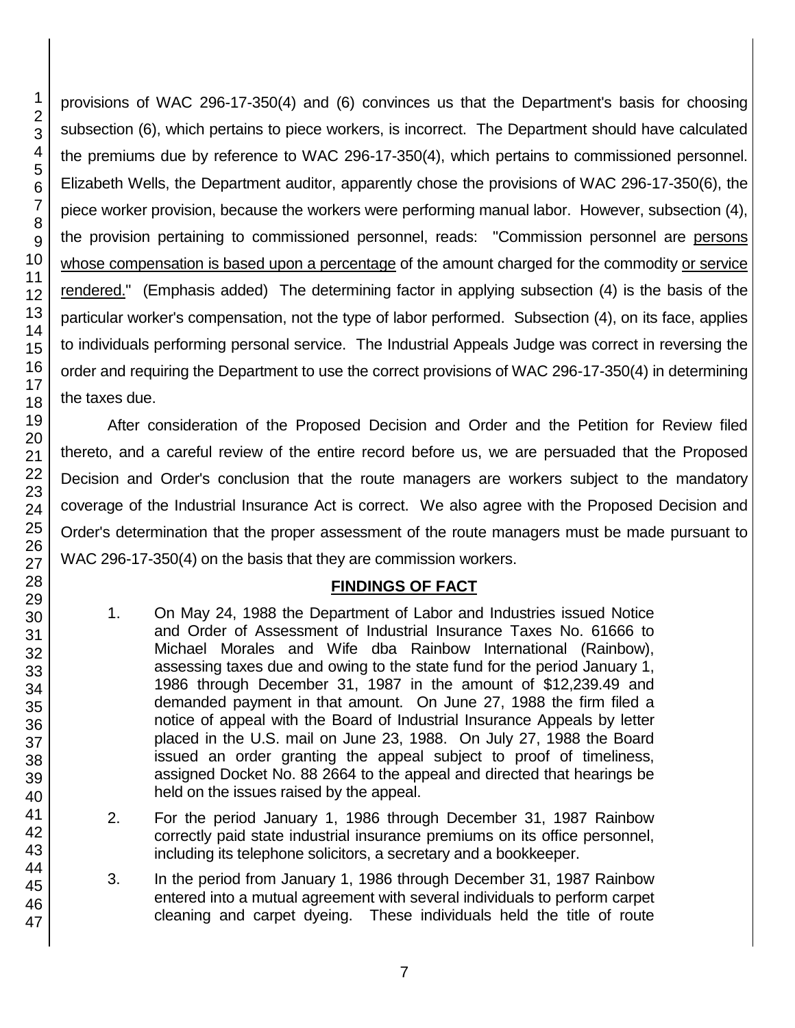provisions of WAC 296-17-350(4) and (6) convinces us that the Department's basis for choosing subsection (6), which pertains to piece workers, is incorrect. The Department should have calculated the premiums due by reference to WAC 296-17-350(4), which pertains to commissioned personnel. Elizabeth Wells, the Department auditor, apparently chose the provisions of WAC 296-17-350(6), the piece worker provision, because the workers were performing manual labor. However, subsection (4), the provision pertaining to commissioned personnel, reads: "Commission personnel are <u>persons whose compensation is based upon a percentage</u> of the amount charged for the commodity <u>or service rendered.</u>" (Emphasis added) The determining factor in applying subsection (4) is the basis of the particular worker's compensation, not the type of labor performed. Subsection (4), on its face, applies to individuals performing personal service. The Industrial Appeals Judge was correct in reversing the order and requiring the Department to use the correct provisions of WAC 296-17-350(4) in determining the taxes due.

After consideration of the Proposed Decision and Order and the Petition for Review filed thereto, and a careful review of the entire record before us, we are persuaded that the Proposed Decision and Order's conclusion that the route managers are workers subject to the mandatory coverage of the Industrial Insurance Act is correct. We also agree with the Proposed Decision and Order's determination that the proper assessment of the route managers must be made pursuant to WAC 296-17-350(4) on the basis that they are commission workers.

## FINDINGS OF FACT

1. On May 24, 1988 the Department of Labor and Industries issued Notice and Order of Assessment of Industrial Insurance Taxes No. 61666 to Michael Morales and Wife dba Rainbow International (Rainbow), assessing taxes due and owing to the state fund for the period January 1, 1986 through December 31, 1987 in the amount of $12,239.49 and demanded payment in that amount. On June 27, 1988 the firm filed a notice of appeal with the Board of Industrial Insurance Appeals by letter placed in the U.S. mail on June 23, 1988. On July 27, 1988 the Board issued an order granting the appeal subject to proof of timeliness, assigned Docket No. 88 2664 to the appeal and directed that hearings be held on the issues raised by the appeal.

2. For the period January 1, 1986 through December 31, 1987 Rainbow correctly paid state industrial insurance premiums on its office personnel, including its telephone solicitors, a secretary and a bookkeeper.

3. In the period from January 1, 1986 through December 31, 1987 Rainbow entered into a mutual agreement with several individuals to perform carpet cleaning and carpet dyeing. These individuals held the title of route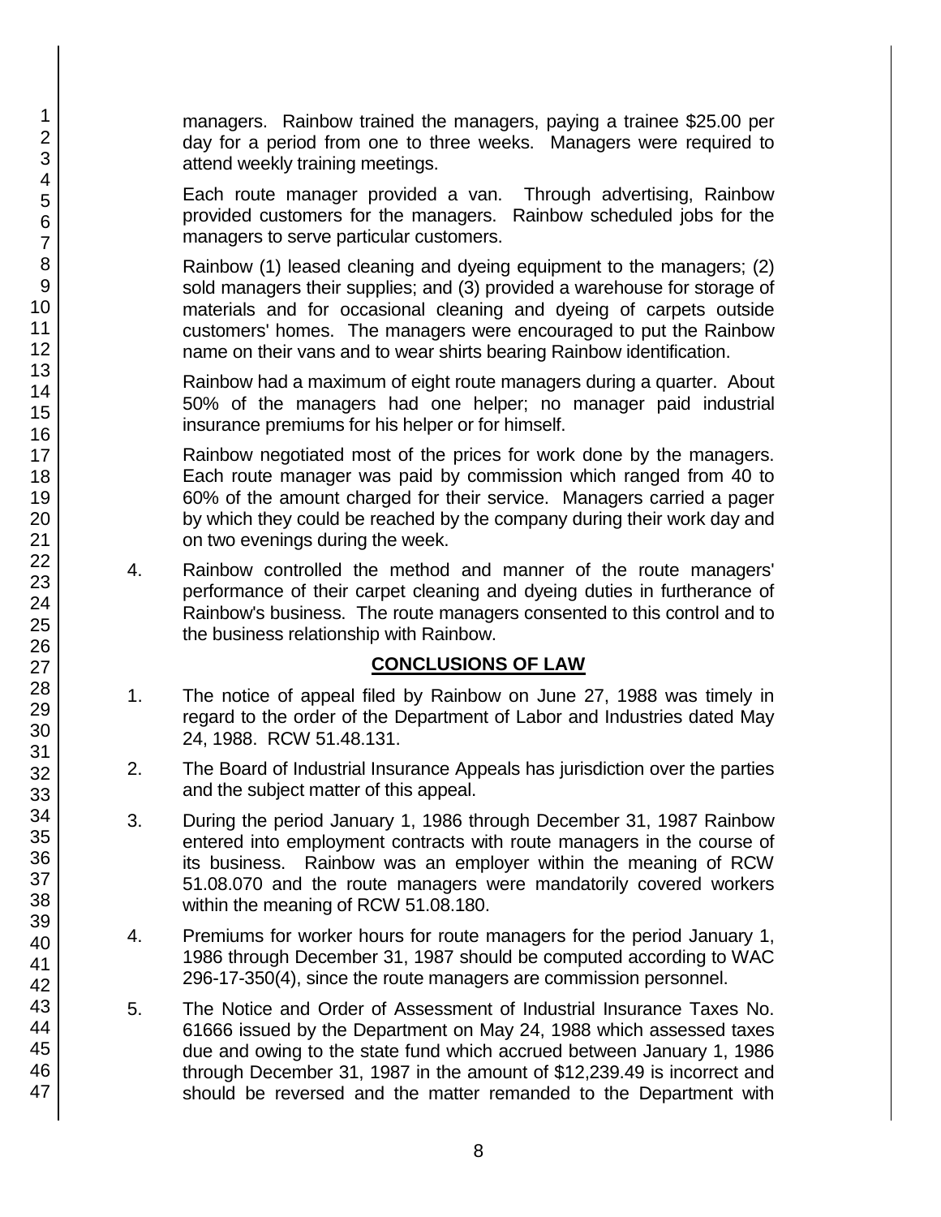managers. Rainbow trained the managers, paying a trainee $25.00 per day for a period from one to three weeks. Managers were required to attend weekly training meetings.

Each route manager provided a van. Through advertising, Rainbow provided customers for the managers. Rainbow scheduled jobs for the managers to serve particular customers.

Rainbow (1) leased cleaning and dyeing equipment to the managers; (2) sold managers their supplies; and (3) provided a warehouse for storage of materials and for occasional cleaning and dyeing of carpets outside customers' homes. The managers were encouraged to put the Rainbow name on their vans and to wear shirts bearing Rainbow identification.

Rainbow had a maximum of eight route managers during a quarter. About 50% of the managers had one helper; no manager paid industrial insurance premiums for his helper or for himself.

Rainbow negotiated most of the prices for work done by the managers. Each route manager was paid by commission which ranged from 40 to 60% of the amount charged for their service. Managers carried a pager by which they could be reached by the company during their work day and on two evenings during the week.

4. Rainbow controlled the method and manner of the route managers' performance of their carpet cleaning and dyeing duties in furtherance of Rainbow's business. The route managers consented to this control and to the business relationship with Rainbow.

## CONCLUSIONS OF LAW

1. The notice of appeal filed by Rainbow on June 27, 1988 was timely in regard to the order of the Department of Labor and Industries dated May 24, 1988. RCW 51.48.131.

2. The Board of Industrial Insurance Appeals has jurisdiction over the parties and the subject matter of this appeal.

3. During the period January 1, 1986 through December 31, 1987 Rainbow entered into employment contracts with route managers in the course of its business. Rainbow was an employer within the meaning of RCW 51.08.070 and the route managers were mandatorily covered workers within the meaning of RCW 51.08.180.

4. Premiums for worker hours for route managers for the period January 1, 1986 through December 31, 1987 should be computed according to WAC 296-17-350(4), since the route managers are commission personnel.

5. The Notice and Order of Assessment of Industrial Insurance Taxes No. 61666 issued by the Department on May 24, 1988 which assessed taxes due and owing to the state fund which accrued between January 1, 1986 through December 31, 1987 in the amount of $12,239.49 is incorrect and should be reversed and the matter remanded to the Department with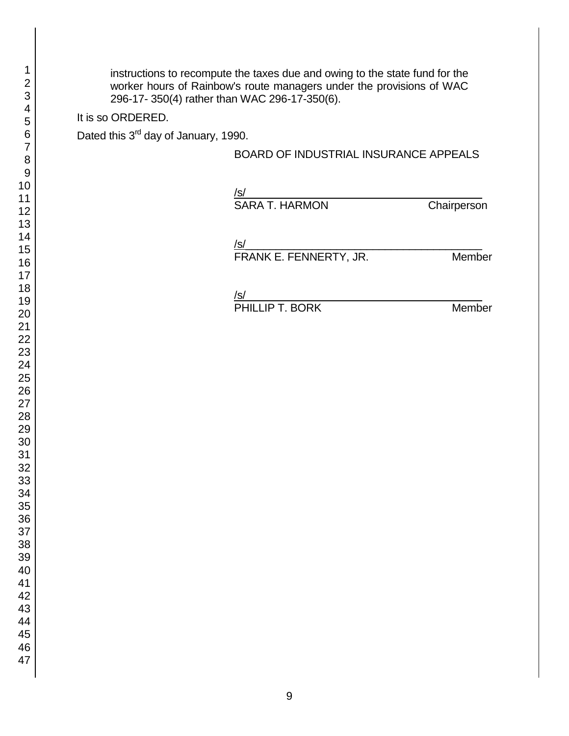instructions to recompute the taxes due and owing to the state fund for the worker hours of Rainbow's route managers under the provisions of WAC 296-17- 350(4) rather than WAC 296-17-350(6).

It is so ORDERED.

Dated this 3rd day of January, 1990.

BOARD OF INDUSTRIAL INSURANCE APPEALS

/s/
SARA T. HARMON Chairperson

/s/
FRANK E. FENNERTY, JR. Member

/s/
PHILLIP T. BORK Member